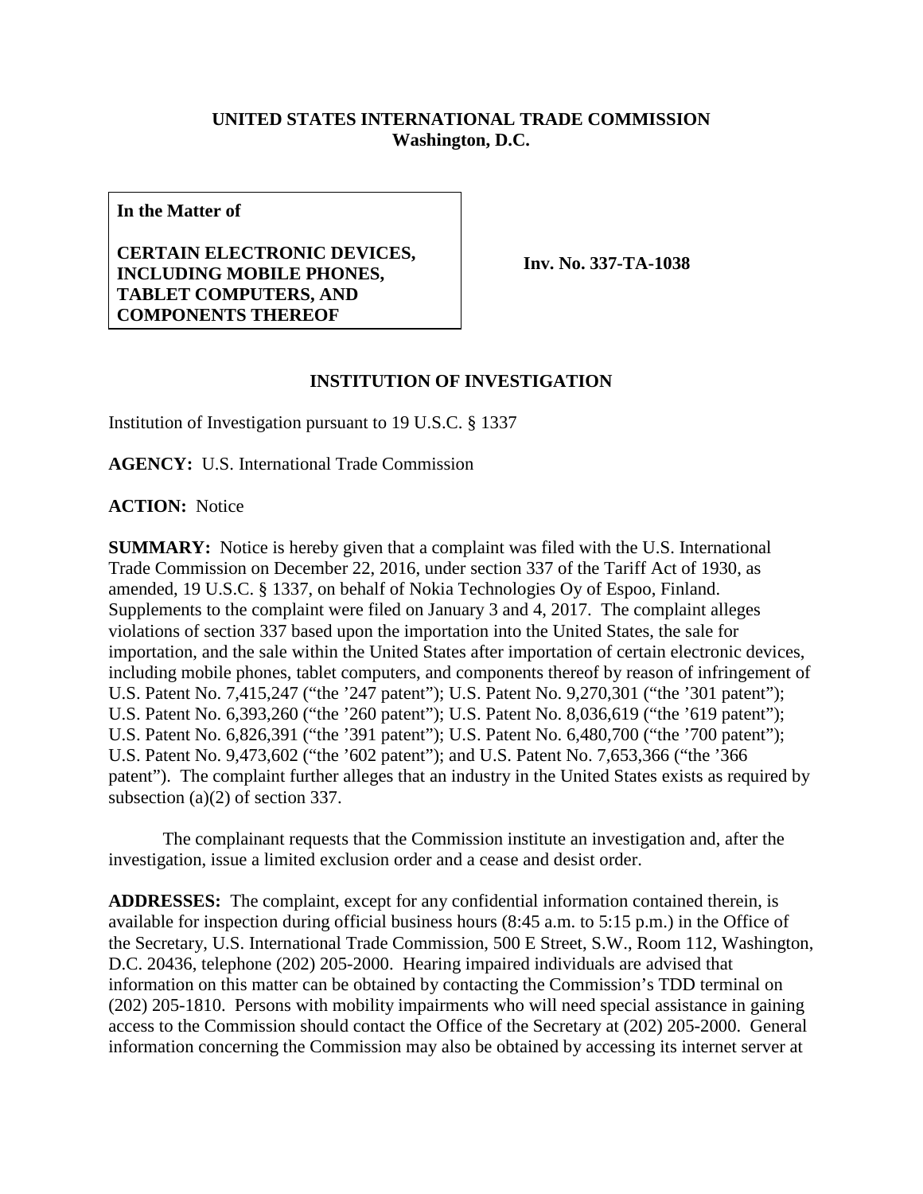**UNITED STATES INTERNATIONAL TRADE COMMISSION**
**Washington, D.C.**

| **In the Matter of** **CERTAIN ELECTRONIC DEVICES, INCLUDING MOBILE PHONES, TABLET COMPUTERS, AND COMPONENTS THEREOF** | **Inv. No. 337-TA-1038** |
|---|---|

## INSTITUTION OF INVESTIGATION

Institution of Investigation pursuant to 19 U.S.C. § 1337

**AGENCY:** U.S. International Trade Commission

**ACTION:** Notice

**SUMMARY:** Notice is hereby given that a complaint was filed with the U.S. International Trade Commission on December 22, 2016, under section 337 of the Tariff Act of 1930, as amended, 19 U.S.C. § 1337, on behalf of Nokia Technologies Oy of Espoo, Finland. Supplements to the complaint were filed on January 3 and 4, 2017. The complaint alleges violations of section 337 based upon the importation into the United States, the sale for importation, and the sale within the United States after importation of certain electronic devices, including mobile phones, tablet computers, and components thereof by reason of infringement of U.S. Patent No. 7,415,247 ("the '247 patent"); U.S. Patent No. 9,270,301 ("the '301 patent"); U.S. Patent No. 6,393,260 ("the '260 patent"); U.S. Patent No. 8,036,619 ("the '619 patent"); U.S. Patent No. 6,826,391 ("the '391 patent"); U.S. Patent No. 6,480,700 ("the '700 patent"); U.S. Patent No. 9,473,602 ("the '602 patent"); and U.S. Patent No. 7,653,366 ("the '366 patent"). The complaint further alleges that an industry in the United States exists as required by subsection (a)(2) of section 337.

The complainant requests that the Commission institute an investigation and, after the investigation, issue a limited exclusion order and a cease and desist order.

**ADDRESSES:** The complaint, except for any confidential information contained therein, is available for inspection during official business hours (8:45 a.m. to 5:15 p.m.) in the Office of the Secretary, U.S. International Trade Commission, 500 E Street, S.W., Room 112, Washington, D.C. 20436, telephone (202) 205-2000. Hearing impaired individuals are advised that information on this matter can be obtained by contacting the Commission's TDD terminal on (202) 205-1810. Persons with mobility impairments who will need special assistance in gaining access to the Commission should contact the Office of the Secretary at (202) 205-2000. General information concerning the Commission may also be obtained by accessing its internet server at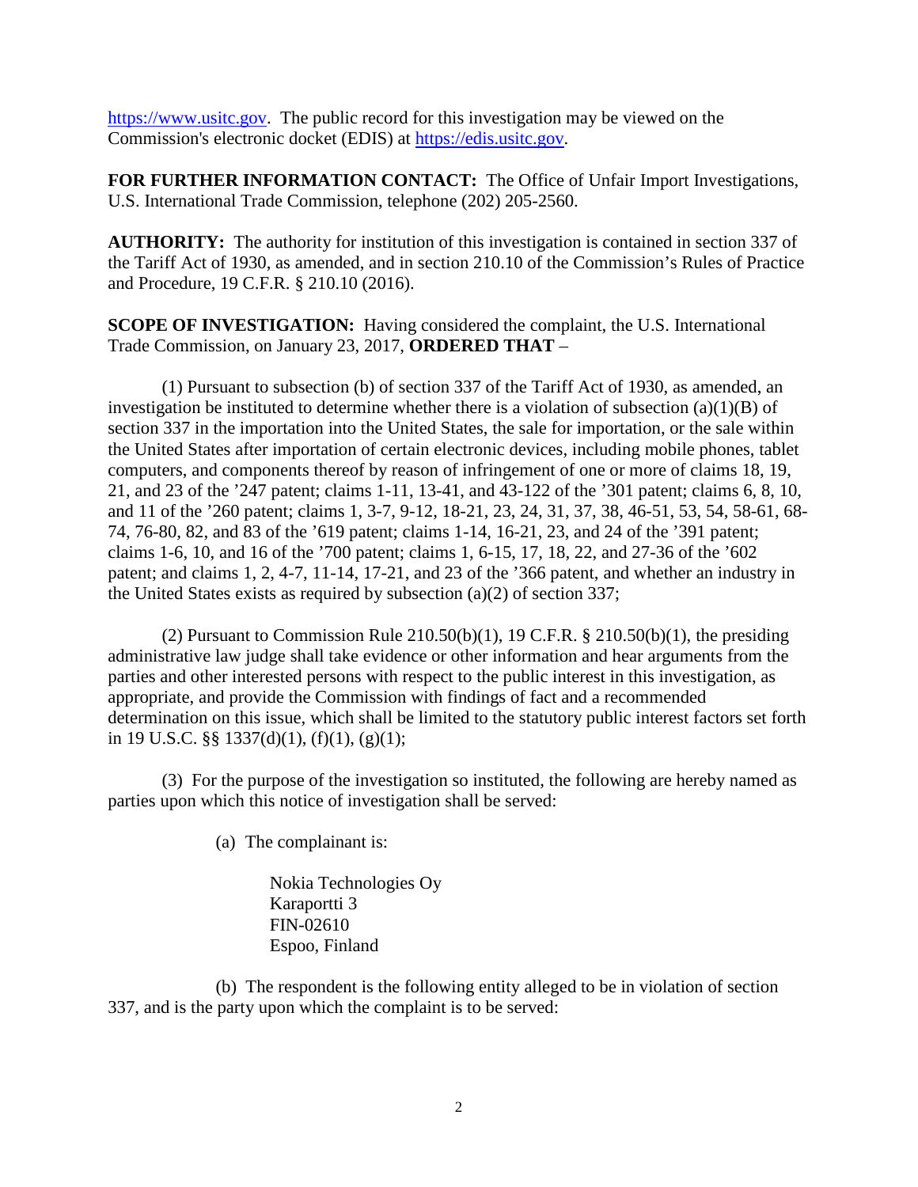https://www.usitc.gov. The public record for this investigation may be viewed on the Commission's electronic docket (EDIS) at https://edis.usitc.gov.

**FOR FURTHER INFORMATION CONTACT:** The Office of Unfair Import Investigations, U.S. International Trade Commission, telephone (202) 205-2560.

**AUTHORITY:** The authority for institution of this investigation is contained in section 337 of the Tariff Act of 1930, as amended, and in section 210.10 of the Commission's Rules of Practice and Procedure, 19 C.F.R. § 210.10 (2016).

**SCOPE OF INVESTIGATION:** Having considered the complaint, the U.S. International Trade Commission, on January 23, 2017, **ORDERED THAT** –

(1) Pursuant to subsection (b) of section 337 of the Tariff Act of 1930, as amended, an investigation be instituted to determine whether there is a violation of subsection (a)(1)(B) of section 337 in the importation into the United States, the sale for importation, or the sale within the United States after importation of certain electronic devices, including mobile phones, tablet computers, and components thereof by reason of infringement of one or more of claims 18, 19, 21, and 23 of the '247 patent; claims 1-11, 13-41, and 43-122 of the '301 patent; claims 6, 8, 10, and 11 of the '260 patent; claims 1, 3-7, 9-12, 18-21, 23, 24, 31, 37, 38, 46-51, 53, 54, 58-61, 68-74, 76-80, 82, and 83 of the '619 patent; claims 1-14, 16-21, 23, and 24 of the '391 patent; claims 1-6, 10, and 16 of the '700 patent; claims 1, 6-15, 17, 18, 22, and 27-36 of the '602 patent; and claims 1, 2, 4-7, 11-14, 17-21, and 23 of the '366 patent, and whether an industry in the United States exists as required by subsection (a)(2) of section 337;

(2) Pursuant to Commission Rule 210.50(b)(1), 19 C.F.R. § 210.50(b)(1), the presiding administrative law judge shall take evidence or other information and hear arguments from the parties and other interested persons with respect to the public interest in this investigation, as appropriate, and provide the Commission with findings of fact and a recommended determination on this issue, which shall be limited to the statutory public interest factors set forth in 19 U.S.C. §§ 1337(d)(1), (f)(1), (g)(1);

(3) For the purpose of the investigation so instituted, the following are hereby named as parties upon which this notice of investigation shall be served:

(a) The complainant is:

Nokia Technologies Oy
Karaportti 3
FIN-02610
Espoo, Finland

(b) The respondent is the following entity alleged to be in violation of section 337, and is the party upon which the complaint is to be served: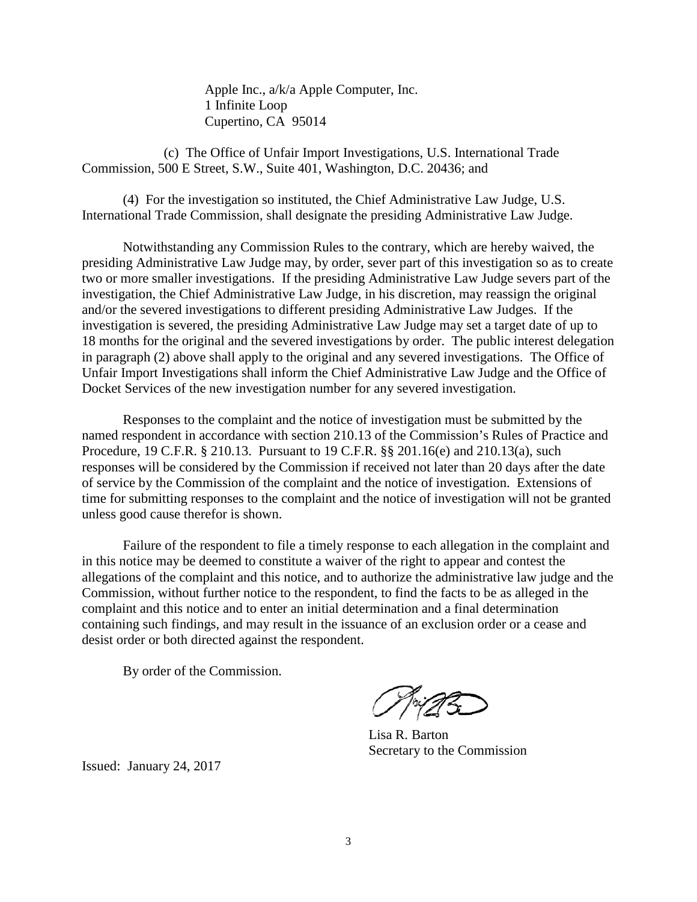Apple Inc., a/k/a Apple Computer, Inc.
1 Infinite Loop
Cupertino, CA 95014

(c) The Office of Unfair Import Investigations, U.S. International Trade Commission, 500 E Street, S.W., Suite 401, Washington, D.C. 20436; and

(4) For the investigation so instituted, the Chief Administrative Law Judge, U.S. International Trade Commission, shall designate the presiding Administrative Law Judge.

Notwithstanding any Commission Rules to the contrary, which are hereby waived, the presiding Administrative Law Judge may, by order, sever part of this investigation so as to create two or more smaller investigations. If the presiding Administrative Law Judge severs part of the investigation, the Chief Administrative Law Judge, in his discretion, may reassign the original and/or the severed investigations to different presiding Administrative Law Judges. If the investigation is severed, the presiding Administrative Law Judge may set a target date of up to 18 months for the original and the severed investigations by order. The public interest delegation in paragraph (2) above shall apply to the original and any severed investigations. The Office of Unfair Import Investigations shall inform the Chief Administrative Law Judge and the Office of Docket Services of the new investigation number for any severed investigation.

Responses to the complaint and the notice of investigation must be submitted by the named respondent in accordance with section 210.13 of the Commission's Rules of Practice and Procedure, 19 C.F.R. § 210.13. Pursuant to 19 C.F.R. §§ 201.16(e) and 210.13(a), such responses will be considered by the Commission if received not later than 20 days after the date of service by the Commission of the complaint and the notice of investigation. Extensions of time for submitting responses to the complaint and the notice of investigation will not be granted unless good cause therefor is shown.

Failure of the respondent to file a timely response to each allegation in the complaint and in this notice may be deemed to constitute a waiver of the right to appear and contest the allegations of the complaint and this notice, and to authorize the administrative law judge and the Commission, without further notice to the respondent, to find the facts to be as alleged in the complaint and this notice and to enter an initial determination and a final determination containing such findings, and may result in the issuance of an exclusion order or a cease and desist order or both directed against the respondent.

By order of the Commission.

Lisa R. Barton
Secretary to the Commission

Issued: January 24, 2017